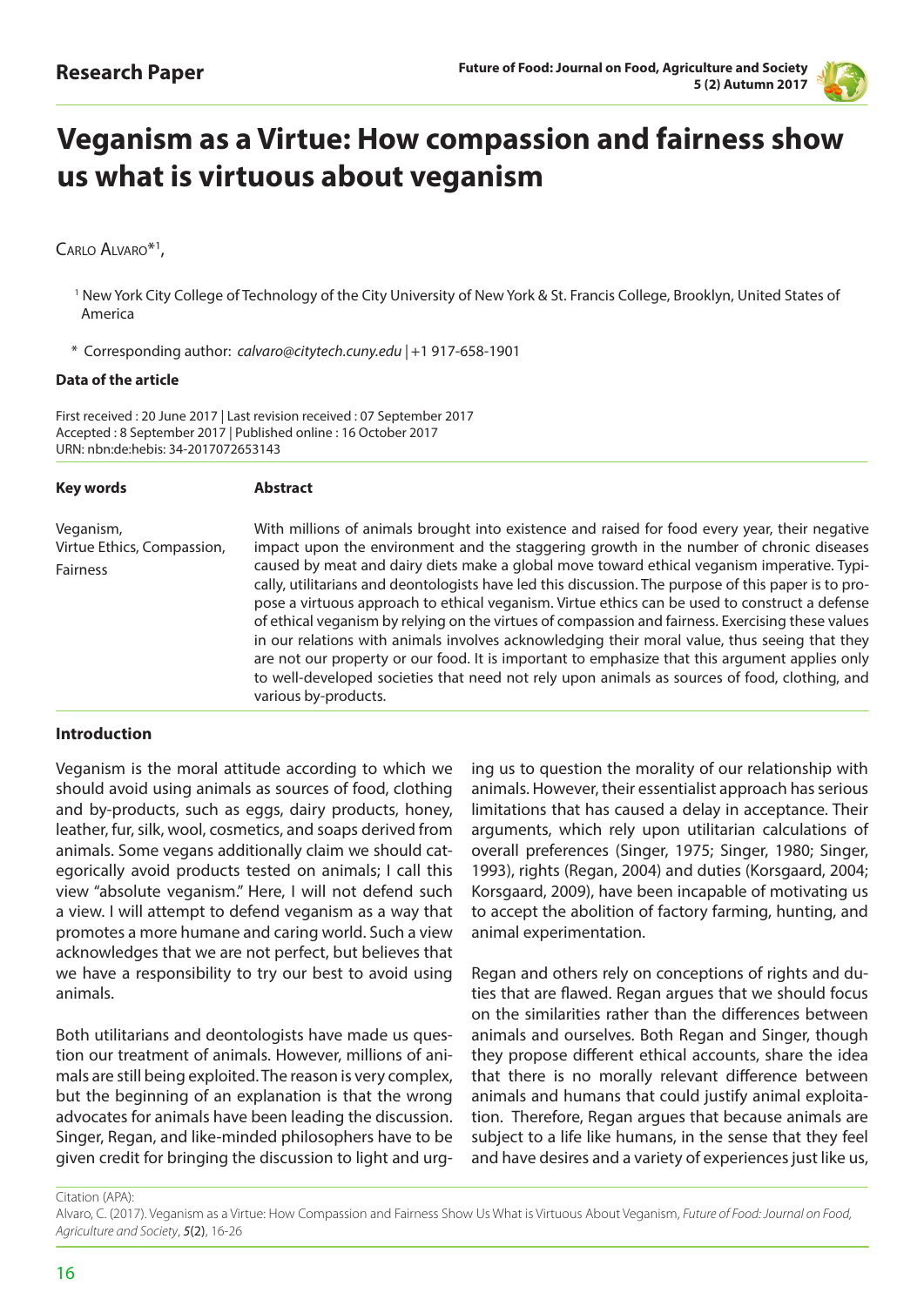Research Paper

# Veganism as a Virtue: How compassion and fairness show us what is virtuous about veganism

Carlo Alvaro*[1],

[1] New York City College of Technology of the City University of New York & St. Francis College, Brooklyn, United States of America

\* Corresponding author: *calvaro@citytech.cuny.edu* | +1 917-658-1901

**Data of the article**

First received : 20 June 2017 | Last revision received : 07 September 2017
Accepted : 8 September 2017 | Published online : 16 October 2017
URN: nbn:de:hebis: 34-2017072653143

**Key words**

Veganism, Virtue Ethics, Compassion, Fairness

**Abstract**

With millions of animals brought into existence and raised for food every year, their negative impact upon the environment and the staggering growth in the number of chronic diseases caused by meat and dairy diets make a global move toward ethical veganism imperative. Typically, utilitarians and deontologists have led this discussion. The purpose of this paper is to propose a virtuous approach to ethical veganism. Virtue ethics can be used to construct a defense of ethical veganism by relying on the virtues of compassion and fairness. Exercising these values in our relations with animals involves acknowledging their moral value, thus seeing that they are not our property or our food. It is important to emphasize that this argument applies only to well-developed societies that need not rely upon animals as sources of food, clothing, and various by-products.

## Introduction

Veganism is the moral attitude according to which we should avoid using animals as sources of food, clothing and by-products, such as eggs, dairy products, honey, leather, fur, silk, wool, cosmetics, and soaps derived from animals. Some vegans additionally claim we should categorically avoid products tested on animals; I call this view "absolute veganism." Here, I will not defend such a view. I will attempt to defend veganism as a way that promotes a more humane and caring world. Such a view acknowledges that we are not perfect, but believes that we have a responsibility to try our best to avoid using animals.

Both utilitarians and deontologists have made us question our treatment of animals. However, millions of animals are still being exploited. The reason is very complex, but the beginning of an explanation is that the wrong advocates for animals have been leading the discussion. Singer, Regan, and like-minded philosophers have to be given credit for bringing the discussion to light and urging us to question the morality of our relationship with animals. However, their essentialist approach has serious limitations that has caused a delay in acceptance. Their arguments, which rely upon utilitarian calculations of overall preferences (Singer, 1975; Singer, 1980; Singer, 1993), rights (Regan, 2004) and duties (Korsgaard, 2004; Korsgaard, 2009), have been incapable of motivating us to accept the abolition of factory farming, hunting, and animal experimentation.

Regan and others rely on conceptions of rights and duties that are flawed. Regan argues that we should focus on the similarities rather than the differences between animals and ourselves. Both Regan and Singer, though they propose different ethical accounts, share the idea that there is no morally relevant difference between animals and humans that could justify animal exploitation. Therefore, Regan argues that because animals are subject to a life like humans, in the sense that they feel and have desires and a variety of experiences just like us,

Citation (APA):
Alvaro, C. (2017). Veganism as a Virtue: How Compassion and Fairness Show Us What is Virtuous About Veganism, *Future of Food: Journal on Food, Agriculture and Society*, *5*(2), 16-26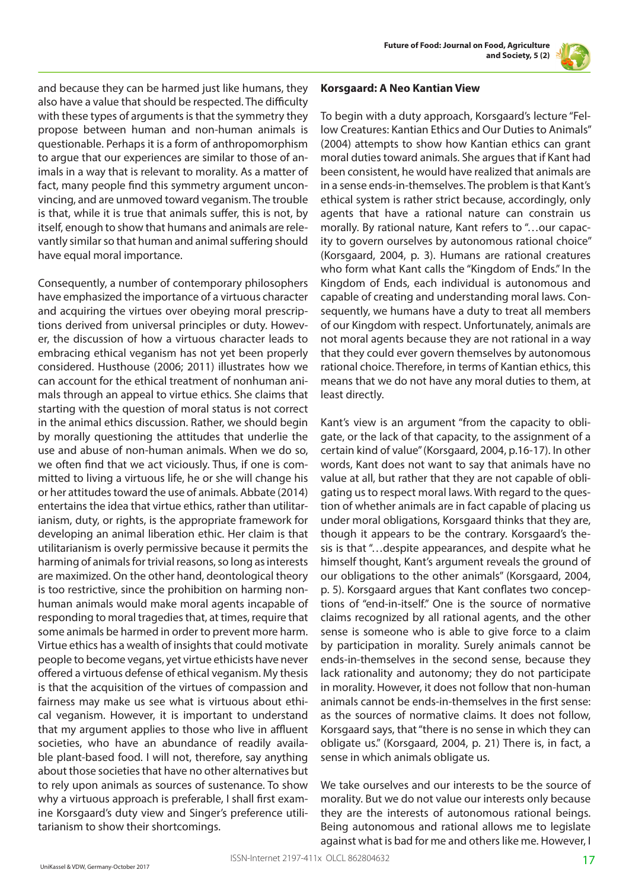and because they can be harmed just like humans, they also have a value that should be respected. The difficulty with these types of arguments is that the symmetry they propose between human and non-human animals is questionable. Perhaps it is a form of anthropomorphism to argue that our experiences are similar to those of animals in a way that is relevant to morality. As a matter of fact, many people find this symmetry argument unconvincing, and are unmoved toward veganism. The trouble is that, while it is true that animals suffer, this is not, by itself, enough to show that humans and animals are relevantly similar so that human and animal suffering should have equal moral importance.

Consequently, a number of contemporary philosophers have emphasized the importance of a virtuous character and acquiring the virtues over obeying moral prescriptions derived from universal principles or duty. However, the discussion of how a virtuous character leads to embracing ethical veganism has not yet been properly considered. Husthouse (2006; 2011) illustrates how we can account for the ethical treatment of nonhuman animals through an appeal to virtue ethics. She claims that starting with the question of moral status is not correct in the animal ethics discussion. Rather, we should begin by morally questioning the attitudes that underlie the use and abuse of non-human animals. When we do so, we often find that we act viciously. Thus, if one is committed to living a virtuous life, he or she will change his or her attitudes toward the use of animals. Abbate (2014) entertains the idea that virtue ethics, rather than utilitarianism, duty, or rights, is the appropriate framework for developing an animal liberation ethic. Her claim is that utilitarianism is overly permissive because it permits the harming of animals for trivial reasons, so long as interests are maximized. On the other hand, deontological theory is too restrictive, since the prohibition on harming non-human animals would make moral agents incapable of responding to moral tragedies that, at times, require that some animals be harmed in order to prevent more harm. Virtue ethics has a wealth of insights that could motivate people to become vegans, yet virtue ethicists have never offered a virtuous defense of ethical veganism. My thesis is that the acquisition of the virtues of compassion and fairness may make us see what is virtuous about ethical veganism. However, it is important to understand that my argument applies to those who live in affluent societies, who have an abundance of readily available plant-based food. I will not, therefore, say anything about those societies that have no other alternatives but to rely upon animals as sources of sustenance. To show why a virtuous approach is preferable, I shall first examine Korsgaard's duty view and Singer's preference utilitarianism to show their shortcomings.

**Korsgaard: A Neo Kantian View**

To begin with a duty approach, Korsgaard's lecture "Fellow Creatures: Kantian Ethics and Our Duties to Animals" (2004) attempts to show how Kantian ethics can grant moral duties toward animals. She argues that if Kant had been consistent, he would have realized that animals are in a sense ends-in-themselves. The problem is that Kant's ethical system is rather strict because, accordingly, only agents that have a rational nature can constrain us morally. By rational nature, Kant refers to "…our capacity to govern ourselves by autonomous rational choice" (Korsgaard, 2004, p. 3). Humans are rational creatures who form what Kant calls the "Kingdom of Ends." In the Kingdom of Ends, each individual is autonomous and capable of creating and understanding moral laws. Consequently, we humans have a duty to treat all members of our Kingdom with respect. Unfortunately, animals are not moral agents because they are not rational in a way that they could ever govern themselves by autonomous rational choice. Therefore, in terms of Kantian ethics, this means that we do not have any moral duties to them, at least directly.

Kant's view is an argument "from the capacity to obligate, or the lack of that capacity, to the assignment of a certain kind of value" (Korsgaard, 2004, p.16-17). In other words, Kant does not want to say that animals have no value at all, but rather that they are not capable of obligating us to respect moral laws. With regard to the question of whether animals are in fact capable of placing us under moral obligations, Korsgaard thinks that they are, though it appears to be the contrary. Korsgaard's thesis is that "…despite appearances, and despite what he himself thought, Kant's argument reveals the ground of our obligations to the other animals" (Korsgaard, 2004, p. 5). Korsgaard argues that Kant conflates two conceptions of "end-in-itself." One is the source of normative claims recognized by all rational agents, and the other sense is someone who is able to give force to a claim by participation in morality. Surely animals cannot be ends-in-themselves in the second sense, because they lack rationality and autonomy; they do not participate in morality. However, it does not follow that non-human animals cannot be ends-in-themselves in the first sense: as the sources of normative claims. It does not follow, Korsgaard says, that "there is no sense in which they can obligate us." (Korsgaard, 2004, p. 21) There is, in fact, a sense in which animals obligate us.

We take ourselves and our interests to be the source of morality. But we do not value our interests only because they are the interests of autonomous rational beings. Being autonomous and rational allows me to legislate against what is bad for me and others like me. However, I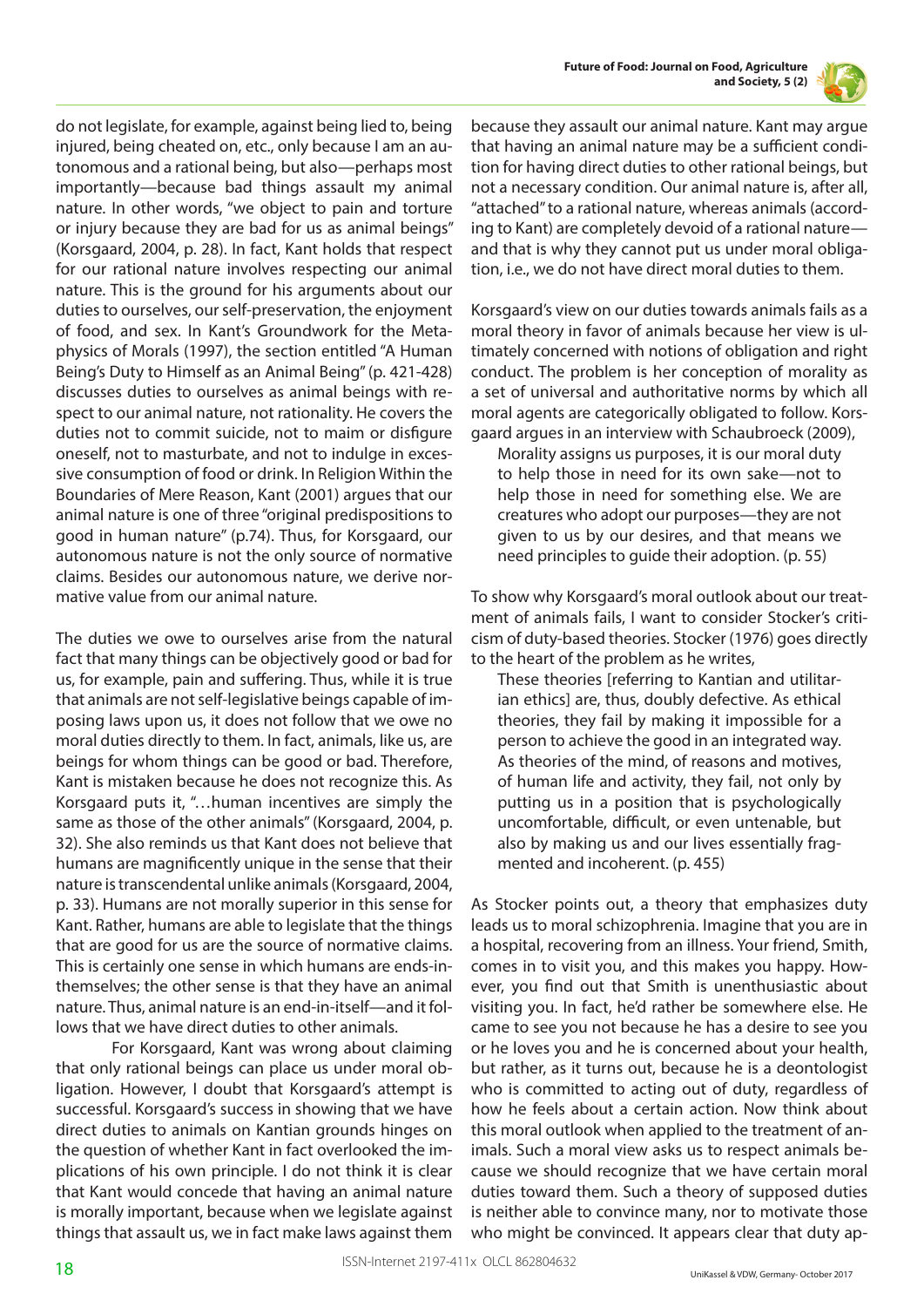do not legislate, for example, against being lied to, being injured, being cheated on, etc., only because I am an autonomous and a rational being, but also—perhaps most importantly—because bad things assault my animal nature. In other words, "we object to pain and torture or injury because they are bad for us as animal beings" (Korsgaard, 2004, p. 28). In fact, Kant holds that respect for our rational nature involves respecting our animal nature. This is the ground for his arguments about our duties to ourselves, our self-preservation, the enjoyment of food, and sex. In Kant's Groundwork for the Metaphysics of Morals (1997), the section entitled "A Human Being's Duty to Himself as an Animal Being" (p. 421-428) discusses duties to ourselves as animal beings with respect to our animal nature, not rationality. He covers the duties not to commit suicide, not to maim or disfigure oneself, not to masturbate, and not to indulge in excessive consumption of food or drink. In Religion Within the Boundaries of Mere Reason, Kant (2001) argues that our animal nature is one of three "original predispositions to good in human nature" (p.74). Thus, for Korsgaard, our autonomous nature is not the only source of normative claims. Besides our autonomous nature, we derive normative value from our animal nature.

The duties we owe to ourselves arise from the natural fact that many things can be objectively good or bad for us, for example, pain and suffering. Thus, while it is true that animals are not self-legislative beings capable of imposing laws upon us, it does not follow that we owe no moral duties directly to them. In fact, animals, like us, are beings for whom things can be good or bad. Therefore, Kant is mistaken because he does not recognize this. As Korsgaard puts it, "…human incentives are simply the same as those of the other animals" (Korsgaard, 2004, p. 32). She also reminds us that Kant does not believe that humans are magnificently unique in the sense that their nature is transcendental unlike animals (Korsgaard, 2004, p. 33). Humans are not morally superior in this sense for Kant. Rather, humans are able to legislate that the things that are good for us are the source of normative claims. This is certainly one sense in which humans are ends-in-themselves; the other sense is that they have an animal nature. Thus, animal nature is an end-in-itself—and it follows that we have direct duties to other animals.

For Korsgaard, Kant was wrong about claiming that only rational beings can place us under moral obligation. However, I doubt that Korsgaard's attempt is successful. Korsgaard's success in showing that we have direct duties to animals on Kantian grounds hinges on the question of whether Kant in fact overlooked the implications of his own principle. I do not think it is clear that Kant would concede that having an animal nature is morally important, because when we legislate against things that assault us, we in fact make laws against them because they assault our animal nature. Kant may argue that having an animal nature may be a sufficient condition for having direct duties to other rational beings, but not a necessary condition. Our animal nature is, after all, "attached" to a rational nature, whereas animals (according to Kant) are completely devoid of a rational nature—and that is why they cannot put us under moral obligation, i.e., we do not have direct moral duties to them.

Korsgaard's view on our duties towards animals fails as a moral theory in favor of animals because her view is ultimately concerned with notions of obligation and right conduct. The problem is her conception of morality as a set of universal and authoritative norms by which all moral agents are categorically obligated to follow. Korsgaard argues in an interview with Schaubroeck (2009),

> Morality assigns us purposes, it is our moral duty to help those in need for its own sake—not to help those in need for something else. We are creatures who adopt our purposes—they are not given to us by our desires, and that means we need principles to guide their adoption. (p. 55)

To show why Korsgaard's moral outlook about our treatment of animals fails, I want to consider Stocker's criticism of duty-based theories. Stocker (1976) goes directly to the heart of the problem as he writes,

> These theories [referring to Kantian and utilitarian ethics] are, thus, doubly defective. As ethical theories, they fail by making it impossible for a person to achieve the good in an integrated way. As theories of the mind, of reasons and motives, of human life and activity, they fail, not only by putting us in a position that is psychologically uncomfortable, difficult, or even untenable, but also by making us and our lives essentially fragmented and incoherent. (p. 455)

As Stocker points out, a theory that emphasizes duty leads us to moral schizophrenia. Imagine that you are in a hospital, recovering from an illness. Your friend, Smith, comes in to visit you, and this makes you happy. However, you find out that Smith is unenthusiastic about visiting you. In fact, he'd rather be somewhere else. He came to see you not because he has a desire to see you or he loves you and he is concerned about your health, but rather, as it turns out, because he is a deontologist who is committed to acting out of duty, regardless of how he feels about a certain action. Now think about this moral outlook when applied to the treatment of animals. Such a moral view asks us to respect animals because we should recognize that we have certain moral duties toward them. Such a theory of supposed duties is neither able to convince many, nor to motivate those who might be convinced. It appears clear that duty ap-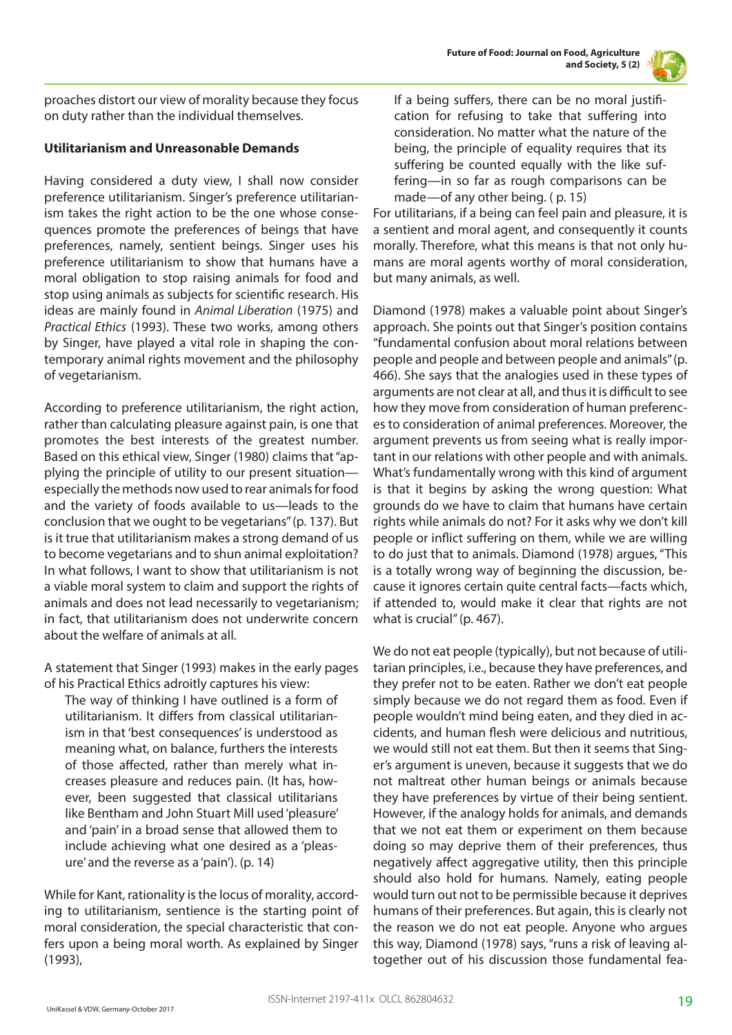proaches distort our view of morality because they focus on duty rather than the individual themselves.

**Utilitarianism and Unreasonable Demands**

Having considered a duty view, I shall now consider preference utilitarianism. Singer's preference utilitarianism takes the right action to be the one whose consequences promote the preferences of beings that have preferences, namely, sentient beings. Singer uses his preference utilitarianism to show that humans have a moral obligation to stop raising animals for food and stop using animals as subjects for scientific research. His ideas are mainly found in *Animal Liberation* (1975) and *Practical Ethics* (1993). These two works, among others by Singer, have played a vital role in shaping the contemporary animal rights movement and the philosophy of vegetarianism.

According to preference utilitarianism, the right action, rather than calculating pleasure against pain, is one that promotes the best interests of the greatest number. Based on this ethical view, Singer (1980) claims that "applying the principle of utility to our present situation—especially the methods now used to rear animals for food and the variety of foods available to us—leads to the conclusion that we ought to be vegetarians" (p. 137). But is it true that utilitarianism makes a strong demand of us to become vegetarians and to shun animal exploitation? In what follows, I want to show that utilitarianism is not a viable moral system to claim and support the rights of animals and does not lead necessarily to vegetarianism; in fact, that utilitarianism does not underwrite concern about the welfare of animals at all.

A statement that Singer (1993) makes in the early pages of his Practical Ethics adroitly captures his view:

> The way of thinking I have outlined is a form of utilitarianism. It differs from classical utilitarianism in that 'best consequences' is understood as meaning what, on balance, furthers the interests of those affected, rather than merely what increases pleasure and reduces pain. (It has, however, been suggested that classical utilitarians like Bentham and John Stuart Mill used 'pleasure' and 'pain' in a broad sense that allowed them to include achieving what one desired as a 'pleasure' and the reverse as a 'pain'). (p. 14)

While for Kant, rationality is the locus of morality, according to utilitarianism, sentience is the starting point of moral consideration, the special characteristic that confers upon a being moral worth. As explained by Singer (1993),

> If a being suffers, there can be no moral justification for refusing to take that suffering into consideration. No matter what the nature of the being, the principle of equality requires that its suffering be counted equally with the like suffering—in so far as rough comparisons can be made—of any other being. ( p. 15)

For utilitarians, if a being can feel pain and pleasure, it is a sentient and moral agent, and consequently it counts morally. Therefore, what this means is that not only humans are moral agents worthy of moral consideration, but many animals, as well.

Diamond (1978) makes a valuable point about Singer's approach. She points out that Singer's position contains "fundamental confusion about moral relations between people and people and between people and animals" (p. 466). She says that the analogies used in these types of arguments are not clear at all, and thus it is difficult to see how they move from consideration of human preferences to consideration of animal preferences. Moreover, the argument prevents us from seeing what is really important in our relations with other people and with animals. What's fundamentally wrong with this kind of argument is that it begins by asking the wrong question: What grounds do we have to claim that humans have certain rights while animals do not? For it asks why we don't kill people or inflict suffering on them, while we are willing to do just that to animals. Diamond (1978) argues, "This is a totally wrong way of beginning the discussion, because it ignores certain quite central facts—facts which, if attended to, would make it clear that rights are not what is crucial" (p. 467).

We do not eat people (typically), but not because of utilitarian principles, i.e., because they have preferences, and they prefer not to be eaten. Rather we don't eat people simply because we do not regard them as food. Even if people wouldn't mind being eaten, and they died in accidents, and human flesh were delicious and nutritious, we would still not eat them. But then it seems that Singer's argument is uneven, because it suggests that we do not maltreat other human beings or animals because they have preferences by virtue of their being sentient. However, if the analogy holds for animals, and demands that we not eat them or experiment on them because doing so may deprive them of their preferences, thus negatively affect aggregative utility, then this principle should also hold for humans. Namely, eating people would turn out not to be permissible because it deprives humans of their preferences. But again, this is clearly not the reason we do not eat people. Anyone who argues this way, Diamond (1978) says, "runs a risk of leaving altogether out of his discussion those fundamental fea-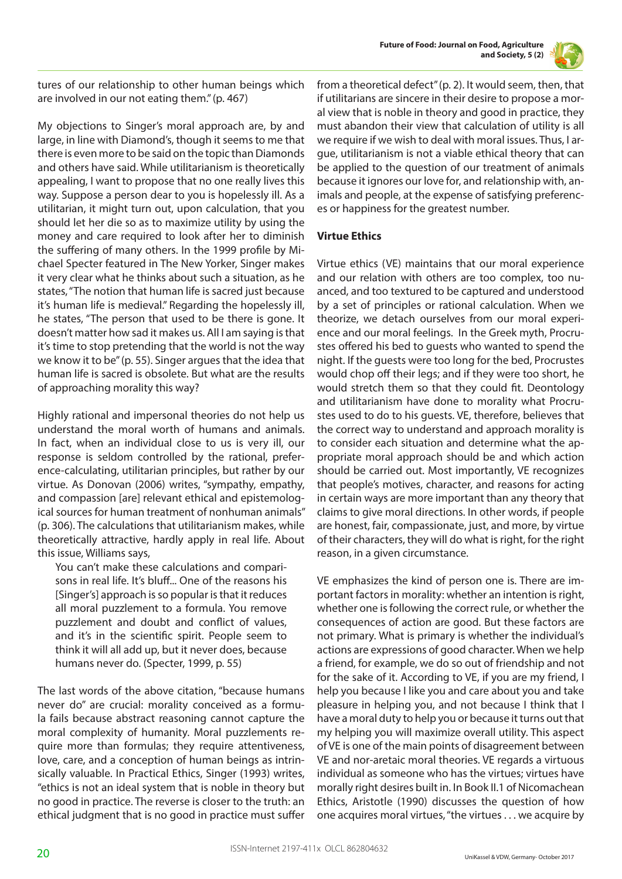tures of our relationship to other human beings which are involved in our not eating them." (p. 467)

My objections to Singer's moral approach are, by and large, in line with Diamond's, though it seems to me that there is even more to be said on the topic than Diamonds and others have said. While utilitarianism is theoretically appealing, I want to propose that no one really lives this way. Suppose a person dear to you is hopelessly ill. As a utilitarian, it might turn out, upon calculation, that you should let her die so as to maximize utility by using the money and care required to look after her to diminish the suffering of many others. In the 1999 profile by Michael Specter featured in The New Yorker, Singer makes it very clear what he thinks about such a situation, as he states, "The notion that human life is sacred just because it's human life is medieval." Regarding the hopelessly ill, he states, "The person that used to be there is gone. It doesn't matter how sad it makes us. All I am saying is that it's time to stop pretending that the world is not the way we know it to be" (p. 55). Singer argues that the idea that human life is sacred is obsolete. But what are the results of approaching morality this way?

Highly rational and impersonal theories do not help us understand the moral worth of humans and animals. In fact, when an individual close to us is very ill, our response is seldom controlled by the rational, preference-calculating, utilitarian principles, but rather by our virtue. As Donovan (2006) writes, "sympathy, empathy, and compassion [are] relevant ethical and epistemological sources for human treatment of nonhuman animals" (p. 306). The calculations that utilitarianism makes, while theoretically attractive, hardly apply in real life. About this issue, Williams says,

> You can't make these calculations and comparisons in real life. It's bluff... One of the reasons his [Singer's] approach is so popular is that it reduces all moral puzzlement to a formula. You remove puzzlement and doubt and conflict of values, and it's in the scientific spirit. People seem to think it will all add up, but it never does, because humans never do. (Specter, 1999, p. 55)

The last words of the above citation, "because humans never do" are crucial: morality conceived as a formula fails because abstract reasoning cannot capture the moral complexity of humanity. Moral puzzlements require more than formulas; they require attentiveness, love, care, and a conception of human beings as intrinsically valuable. In Practical Ethics, Singer (1993) writes, "ethics is not an ideal system that is noble in theory but no good in practice. The reverse is closer to the truth: an ethical judgment that is no good in practice must suffer from a theoretical defect" (p. 2). It would seem, then, that if utilitarians are sincere in their desire to propose a moral view that is noble in theory and good in practice, they must abandon their view that calculation of utility is all we require if we wish to deal with moral issues. Thus, I argue, utilitarianism is not a viable ethical theory that can be applied to the question of our treatment of animals because it ignores our love for, and relationship with, animals and people, at the expense of satisfying preferences or happiness for the greatest number.

### Virtue Ethics

Virtue ethics (VE) maintains that our moral experience and our relation with others are too complex, too nuanced, and too textured to be captured and understood by a set of principles or rational calculation. When we theorize, we detach ourselves from our moral experience and our moral feelings. In the Greek myth, Procrustes offered his bed to guests who wanted to spend the night. If the guests were too long for the bed, Procrustes would chop off their legs; and if they were too short, he would stretch them so that they could fit. Deontology and utilitarianism have done to morality what Procrustes used to do to his guests. VE, therefore, believes that the correct way to understand and approach morality is to consider each situation and determine what the appropriate moral approach should be and which action should be carried out. Most importantly, VE recognizes that people's motives, character, and reasons for acting in certain ways are more important than any theory that claims to give moral directions. In other words, if people are honest, fair, compassionate, just, and more, by virtue of their characters, they will do what is right, for the right reason, in a given circumstance.

VE emphasizes the kind of person one is. There are important factors in morality: whether an intention is right, whether one is following the correct rule, or whether the consequences of action are good. But these factors are not primary. What is primary is whether the individual's actions are expressions of good character. When we help a friend, for example, we do so out of friendship and not for the sake of it. According to VE, if you are my friend, I help you because I like you and care about you and take pleasure in helping you, and not because I think that I have a moral duty to help you or because it turns out that my helping you will maximize overall utility. This aspect of VE is one of the main points of disagreement between VE and nor-aretaic moral theories. VE regards a virtuous individual as someone who has the virtues; virtues have morally right desires built in. In Book II.1 of Nicomachean Ethics, Aristotle (1990) discusses the question of how one acquires moral virtues, "the virtues . . . we acquire by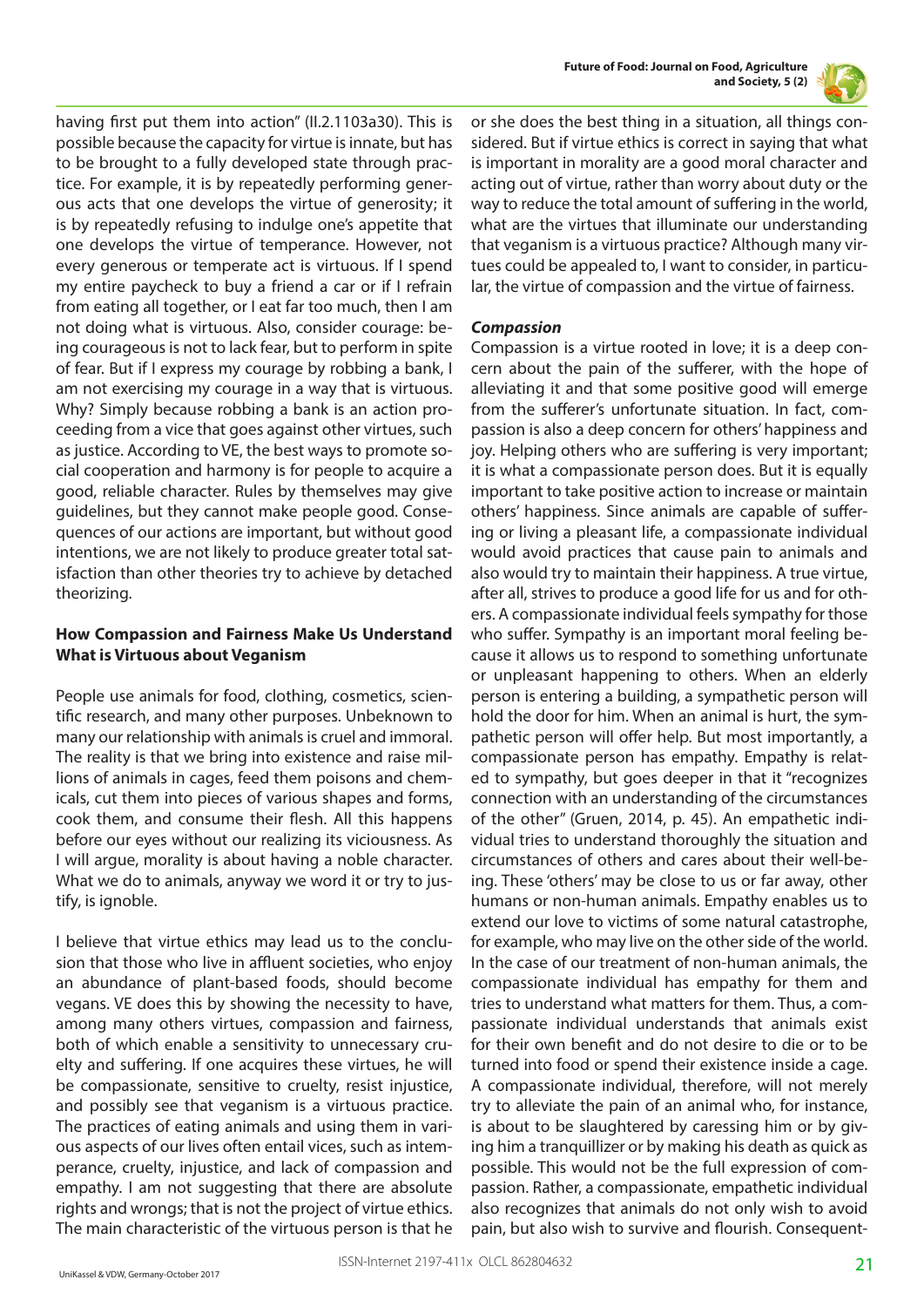having first put them into action" (II.2.1103a30). This is possible because the capacity for virtue is innate, but has to be brought to a fully developed state through practice. For example, it is by repeatedly performing generous acts that one develops the virtue of generosity; it is by repeatedly refusing to indulge one's appetite that one develops the virtue of temperance. However, not every generous or temperate act is virtuous. If I spend my entire paycheck to buy a friend a car or if I refrain from eating all together, or I eat far too much, then I am not doing what is virtuous. Also, consider courage: being courageous is not to lack fear, but to perform in spite of fear. But if I express my courage by robbing a bank, I am not exercising my courage in a way that is virtuous. Why? Simply because robbing a bank is an action proceeding from a vice that goes against other virtues, such as justice. According to VE, the best ways to promote social cooperation and harmony is for people to acquire a good, reliable character. Rules by themselves may give guidelines, but they cannot make people good. Consequences of our actions are important, but without good intentions, we are not likely to produce greater total satisfaction than other theories try to achieve by detached theorizing.

## How Compassion and Fairness Make Us Understand What is Virtuous about Veganism

People use animals for food, clothing, cosmetics, scientific research, and many other purposes. Unbeknown to many our relationship with animals is cruel and immoral. The reality is that we bring into existence and raise millions of animals in cages, feed them poisons and chemicals, cut them into pieces of various shapes and forms, cook them, and consume their flesh. All this happens before our eyes without our realizing its viciousness. As I will argue, morality is about having a noble character. What we do to animals, anyway we word it or try to justify, is ignoble.

I believe that virtue ethics may lead us to the conclusion that those who live in affluent societies, who enjoy an abundance of plant-based foods, should become vegans. VE does this by showing the necessity to have, among many others virtues, compassion and fairness, both of which enable a sensitivity to unnecessary cruelty and suffering. If one acquires these virtues, he will be compassionate, sensitive to cruelty, resist injustice, and possibly see that veganism is a virtuous practice. The practices of eating animals and using them in various aspects of our lives often entail vices, such as intemperance, cruelty, injustice, and lack of compassion and empathy. I am not suggesting that there are absolute rights and wrongs; that is not the project of virtue ethics. The main characteristic of the virtuous person is that he or she does the best thing in a situation, all things considered. But if virtue ethics is correct in saying that what is important in morality are a good moral character and acting out of virtue, rather than worry about duty or the way to reduce the total amount of suffering in the world, what are the virtues that illuminate our understanding that veganism is a virtuous practice? Although many virtues could be appealed to, I want to consider, in particular, the virtue of compassion and the virtue of fairness.

### *Compassion*

Compassion is a virtue rooted in love; it is a deep concern about the pain of the sufferer, with the hope of alleviating it and that some positive good will emerge from the sufferer's unfortunate situation. In fact, compassion is also a deep concern for others' happiness and joy. Helping others who are suffering is very important; it is what a compassionate person does. But it is equally important to take positive action to increase or maintain others' happiness. Since animals are capable of suffering or living a pleasant life, a compassionate individual would avoid practices that cause pain to animals and also would try to maintain their happiness. A true virtue, after all, strives to produce a good life for us and for others. A compassionate individual feels sympathy for those who suffer. Sympathy is an important moral feeling because it allows us to respond to something unfortunate or unpleasant happening to others. When an elderly person is entering a building, a sympathetic person will hold the door for him. When an animal is hurt, the sympathetic person will offer help. But most importantly, a compassionate person has empathy. Empathy is related to sympathy, but goes deeper in that it "recognizes connection with an understanding of the circumstances of the other" (Gruen, 2014, p. 45). An empathetic individual tries to understand thoroughly the situation and circumstances of others and cares about their well-being. These 'others' may be close to us or far away, other humans or non-human animals. Empathy enables us to extend our love to victims of some natural catastrophe, for example, who may live on the other side of the world. In the case of our treatment of non-human animals, the compassionate individual has empathy for them and tries to understand what matters for them. Thus, a compassionate individual understands that animals exist for their own benefit and do not desire to die or to be turned into food or spend their existence inside a cage. A compassionate individual, therefore, will not merely try to alleviate the pain of an animal who, for instance, is about to be slaughtered by caressing him or by giving him a tranquillizer or by making his death as quick as possible. This would not be the full expression of compassion. Rather, a compassionate, empathetic individual also recognizes that animals do not only wish to avoid pain, but also wish to survive and flourish. Consequent-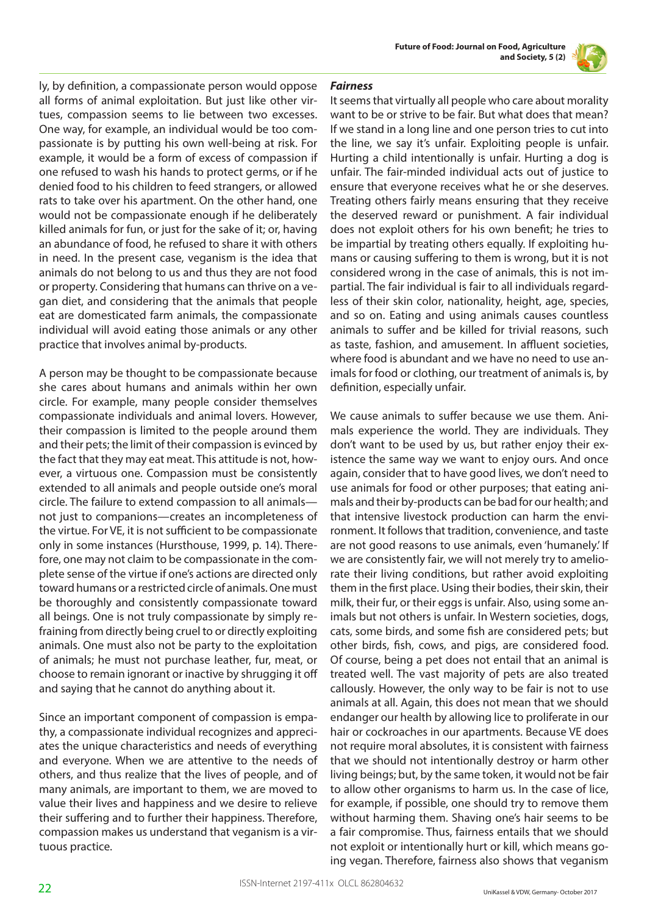ly, by definition, a compassionate person would oppose all forms of animal exploitation. But just like other virtues, compassion seems to lie between two excesses. One way, for example, an individual would be too compassionate is by putting his own well-being at risk. For example, it would be a form of excess of compassion if one refused to wash his hands to protect germs, or if he denied food to his children to feed strangers, or allowed rats to take over his apartment. On the other hand, one would not be compassionate enough if he deliberately killed animals for fun, or just for the sake of it; or, having an abundance of food, he refused to share it with others in need. In the present case, veganism is the idea that animals do not belong to us and thus they are not food or property. Considering that humans can thrive on a vegan diet, and considering that the animals that people eat are domesticated farm animals, the compassionate individual will avoid eating those animals or any other practice that involves animal by-products.

A person may be thought to be compassionate because she cares about humans and animals within her own circle. For example, many people consider themselves compassionate individuals and animal lovers. However, their compassion is limited to the people around them and their pets; the limit of their compassion is evinced by the fact that they may eat meat. This attitude is not, however, a virtuous one. Compassion must be consistently extended to all animals and people outside one's moral circle. The failure to extend compassion to all animals—not just to companions—creates an incompleteness of the virtue. For VE, it is not sufficient to be compassionate only in some instances (Hursthouse, 1999, p. 14). Therefore, one may not claim to be compassionate in the complete sense of the virtue if one's actions are directed only toward humans or a restricted circle of animals. One must be thoroughly and consistently compassionate toward all beings. One is not truly compassionate by simply refraining from directly being cruel to or directly exploiting animals. One must also not be party to the exploitation of animals; he must not purchase leather, fur, meat, or choose to remain ignorant or inactive by shrugging it off and saying that he cannot do anything about it.

Since an important component of compassion is empathy, a compassionate individual recognizes and appreciates the unique characteristics and needs of everything and everyone. When we are attentive to the needs of others, and thus realize that the lives of people, and of many animals, are important to them, we are moved to value their lives and happiness and we desire to relieve their suffering and to further their happiness. Therefore, compassion makes us understand that veganism is a virtuous practice.

***Fairness***

It seems that virtually all people who care about morality want to be or strive to be fair. But what does that mean? If we stand in a long line and one person tries to cut into the line, we say it's unfair. Exploiting people is unfair. Hurting a child intentionally is unfair. Hurting a dog is unfair. The fair-minded individual acts out of justice to ensure that everyone receives what he or she deserves. Treating others fairly means ensuring that they receive the deserved reward or punishment. A fair individual does not exploit others for his own benefit; he tries to be impartial by treating others equally. If exploiting humans or causing suffering to them is wrong, but it is not considered wrong in the case of animals, this is not impartial. The fair individual is fair to all individuals regardless of their skin color, nationality, height, age, species, and so on. Eating and using animals causes countless animals to suffer and be killed for trivial reasons, such as taste, fashion, and amusement. In affluent societies, where food is abundant and we have no need to use animals for food or clothing, our treatment of animals is, by definition, especially unfair.

We cause animals to suffer because we use them. Animals experience the world. They are individuals. They don't want to be used by us, but rather enjoy their existence the same way we want to enjoy ours. And once again, consider that to have good lives, we don't need to use animals for food or other purposes; that eating animals and their by-products can be bad for our health; and that intensive livestock production can harm the environment. It follows that tradition, convenience, and taste are not good reasons to use animals, even 'humanely.' If we are consistently fair, we will not merely try to ameliorate their living conditions, but rather avoid exploiting them in the first place. Using their bodies, their skin, their milk, their fur, or their eggs is unfair. Also, using some animals but not others is unfair. In Western societies, dogs, cats, some birds, and some fish are considered pets; but other birds, fish, cows, and pigs, are considered food. Of course, being a pet does not entail that an animal is treated well. The vast majority of pets are also treated callously. However, the only way to be fair is not to use animals at all. Again, this does not mean that we should endanger our health by allowing lice to proliferate in our hair or cockroaches in our apartments. Because VE does not require moral absolutes, it is consistent with fairness that we should not intentionally destroy or harm other living beings; but, by the same token, it would not be fair to allow other organisms to harm us. In the case of lice, for example, if possible, one should try to remove them without harming them. Shaving one's hair seems to be a fair compromise. Thus, fairness entails that we should not exploit or intentionally hurt or kill, which means going vegan. Therefore, fairness also shows that veganism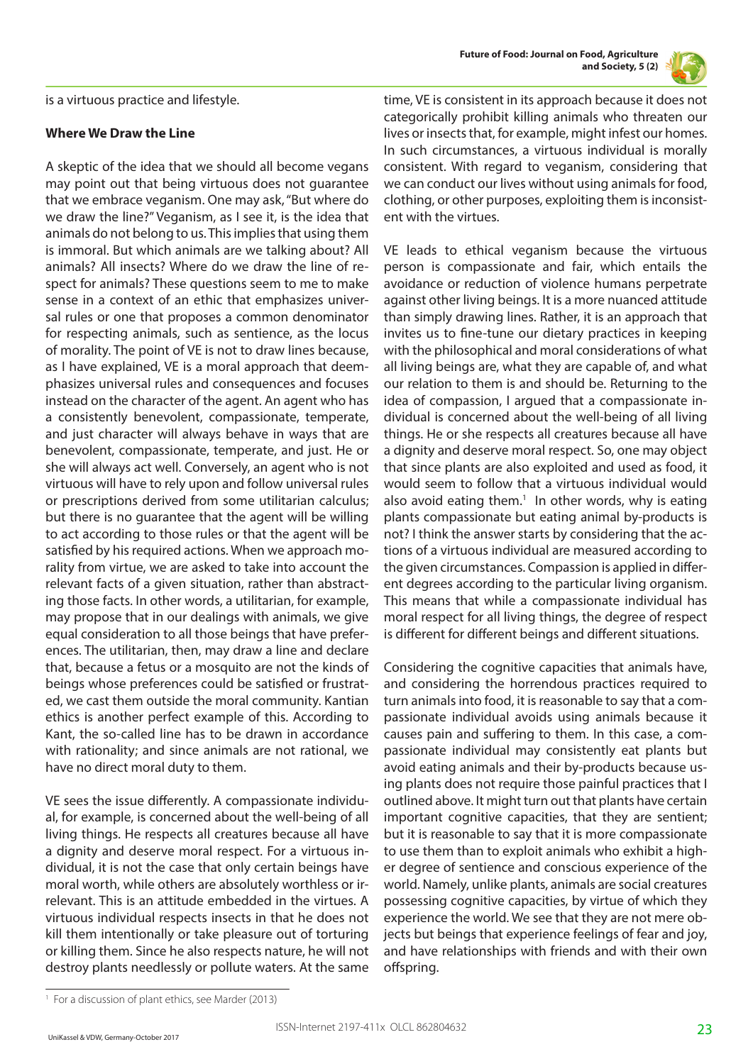is a virtuous practice and lifestyle.

### Where We Draw the Line

A skeptic of the idea that we should all become vegans may point out that being virtuous does not guarantee that we embrace veganism. One may ask, "But where do we draw the line?" Veganism, as I see it, is the idea that animals do not belong to us. This implies that using them is immoral. But which animals are we talking about? All animals? All insects? Where do we draw the line of respect for animals? These questions seem to me to make sense in a context of an ethic that emphasizes universal rules or one that proposes a common denominator for respecting animals, such as sentience, as the locus of morality. The point of VE is not to draw lines because, as I have explained, VE is a moral approach that deemphasizes universal rules and consequences and focuses instead on the character of the agent. An agent who has a consistently benevolent, compassionate, temperate, and just character will always behave in ways that are benevolent, compassionate, temperate, and just. He or she will always act well. Conversely, an agent who is not virtuous will have to rely upon and follow universal rules or prescriptions derived from some utilitarian calculus; but there is no guarantee that the agent will be willing to act according to those rules or that the agent will be satisfied by his required actions. When we approach morality from virtue, we are asked to take into account the relevant facts of a given situation, rather than abstracting those facts. In other words, a utilitarian, for example, may propose that in our dealings with animals, we give equal consideration to all those beings that have preferences. The utilitarian, then, may draw a line and declare that, because a fetus or a mosquito are not the kinds of beings whose preferences could be satisfied or frustrated, we cast them outside the moral community. Kantian ethics is another perfect example of this. According to Kant, the so-called line has to be drawn in accordance with rationality; and since animals are not rational, we have no direct moral duty to them.

VE sees the issue differently. A compassionate individual, for example, is concerned about the well-being of all living things. He respects all creatures because all have a dignity and deserve moral respect. For a virtuous individual, it is not the case that only certain beings have moral worth, while others are absolutely worthless or irrelevant. This is an attitude embedded in the virtues. A virtuous individual respects insects in that he does not kill them intentionally or take pleasure out of torturing or killing them. Since he also respects nature, he will not destroy plants needlessly or pollute waters. At the same time, VE is consistent in its approach because it does not categorically prohibit killing animals who threaten our lives or insects that, for example, might infest our homes. In such circumstances, a virtuous individual is morally consistent. With regard to veganism, considering that we can conduct our lives without using animals for food, clothing, or other purposes, exploiting them is inconsistent with the virtues.

VE leads to ethical veganism because the virtuous person is compassionate and fair, which entails the avoidance or reduction of violence humans perpetrate against other living beings. It is a more nuanced attitude than simply drawing lines. Rather, it is an approach that invites us to fine-tune our dietary practices in keeping with the philosophical and moral considerations of what all living beings are, what they are capable of, and what our relation to them is and should be. Returning to the idea of compassion, I argued that a compassionate individual is concerned about the well-being of all living things. He or she respects all creatures because all have a dignity and deserve moral respect. So, one may object that since plants are also exploited and used as food, it would seem to follow that a virtuous individual would also avoid eating them.[1] In other words, why is eating plants compassionate but eating animal by-products is not? I think the answer starts by considering that the actions of a virtuous individual are measured according to the given circumstances. Compassion is applied in different degrees according to the particular living organism. This means that while a compassionate individual has moral respect for all living things, the degree of respect is different for different beings and different situations.

Considering the cognitive capacities that animals have, and considering the horrendous practices required to turn animals into food, it is reasonable to say that a compassionate individual avoids using animals because it causes pain and suffering to them. In this case, a compassionate individual may consistently eat plants but avoid eating animals and their by-products because using plants does not require those painful practices that I outlined above. It might turn out that plants have certain important cognitive capacities, that they are sentient; but it is reasonable to say that it is more compassionate to use them than to exploit animals who exhibit a higher degree of sentience and conscious experience of the world. Namely, unlike plants, animals are social creatures possessing cognitive capacities, by virtue of which they experience the world. We see that they are not mere objects but beings that experience feelings of fear and joy, and have relationships with friends and with their own offspring.

[1] For a discussion of plant ethics, see Marder (2013)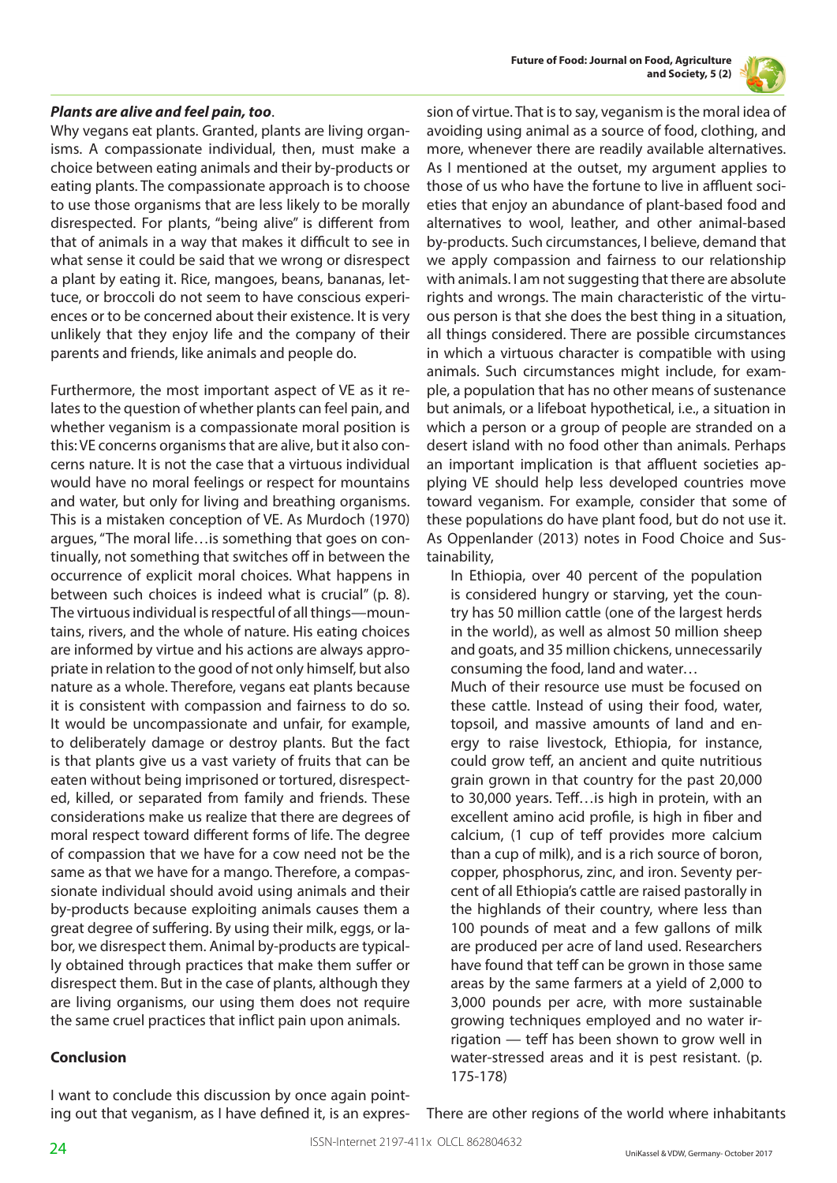***Plants are alive and feel pain, too*.**

Why vegans eat plants. Granted, plants are living organisms. A compassionate individual, then, must make a choice between eating animals and their by-products or eating plants. The compassionate approach is to choose to use those organisms that are less likely to be morally disrespected. For plants, "being alive" is different from that of animals in a way that makes it difficult to see in what sense it could be said that we wrong or disrespect a plant by eating it. Rice, mangoes, beans, bananas, lettuce, or broccoli do not seem to have conscious experiences or to be concerned about their existence. It is very unlikely that they enjoy life and the company of their parents and friends, like animals and people do.

Furthermore, the most important aspect of VE as it relates to the question of whether plants can feel pain, and whether veganism is a compassionate moral position is this: VE concerns organisms that are alive, but it also concerns nature. It is not the case that a virtuous individual would have no moral feelings or respect for mountains and water, but only for living and breathing organisms. This is a mistaken conception of VE. As Murdoch (1970) argues, "The moral life…is something that goes on continually, not something that switches off in between the occurrence of explicit moral choices. What happens in between such choices is indeed what is crucial" (p. 8). The virtuous individual is respectful of all things—mountains, rivers, and the whole of nature. His eating choices are informed by virtue and his actions are always appropriate in relation to the good of not only himself, but also nature as a whole. Therefore, vegans eat plants because it is consistent with compassion and fairness to do so. It would be uncompassionate and unfair, for example, to deliberately damage or destroy plants. But the fact is that plants give us a vast variety of fruits that can be eaten without being imprisoned or tortured, disrespected, killed, or separated from family and friends. These considerations make us realize that there are degrees of moral respect toward different forms of life. The degree of compassion that we have for a cow need not be the same as that we have for a mango. Therefore, a compassionate individual should avoid using animals and their by-products because exploiting animals causes them a great degree of suffering. By using their milk, eggs, or labor, we disrespect them. Animal by-products are typically obtained through practices that make them suffer or disrespect them. But in the case of plants, although they are living organisms, our using them does not require the same cruel practices that inflict pain upon animals.

## Conclusion

I want to conclude this discussion by once again pointing out that veganism, as I have defined it, is an expression of virtue. That is to say, veganism is the moral idea of avoiding using animal as a source of food, clothing, and more, whenever there are readily available alternatives. As I mentioned at the outset, my argument applies to those of us who have the fortune to live in affluent societies that enjoy an abundance of plant-based food and alternatives to wool, leather, and other animal-based by-products. Such circumstances, I believe, demand that we apply compassion and fairness to our relationship with animals. I am not suggesting that there are absolute rights and wrongs. The main characteristic of the virtuous person is that she does the best thing in a situation, all things considered. There are possible circumstances in which a virtuous character is compatible with using animals. Such circumstances might include, for example, a population that has no other means of sustenance but animals, or a lifeboat hypothetical, i.e., a situation in which a person or a group of people are stranded on a desert island with no food other than animals. Perhaps an important implication is that affluent societies applying VE should help less developed countries move toward veganism. For example, consider that some of these populations do have plant food, but do not use it. As Oppenlander (2013) notes in Food Choice and Sustainability,

> In Ethiopia, over 40 percent of the population is considered hungry or starving, yet the country has 50 million cattle (one of the largest herds in the world), as well as almost 50 million sheep and goats, and 35 million chickens, unnecessarily consuming the food, land and water…
>
> Much of their resource use must be focused on these cattle. Instead of using their food, water, topsoil, and massive amounts of land and energy to raise livestock, Ethiopia, for instance, could grow teff, an ancient and quite nutritious grain grown in that country for the past 20,000 to 30,000 years. Teff…is high in protein, with an excellent amino acid profile, is high in fiber and calcium, (1 cup of teff provides more calcium than a cup of milk), and is a rich source of boron, copper, phosphorus, zinc, and iron. Seventy percent of all Ethiopia's cattle are raised pastorally in the highlands of their country, where less than 100 pounds of meat and a few gallons of milk are produced per acre of land used. Researchers have found that teff can be grown in those same areas by the same farmers at a yield of 2,000 to 3,000 pounds per acre, with more sustainable growing techniques employed and no water irrigation — teff has been shown to grow well in water-stressed areas and it is pest resistant. (p. 175-178)

There are other regions of the world where inhabitants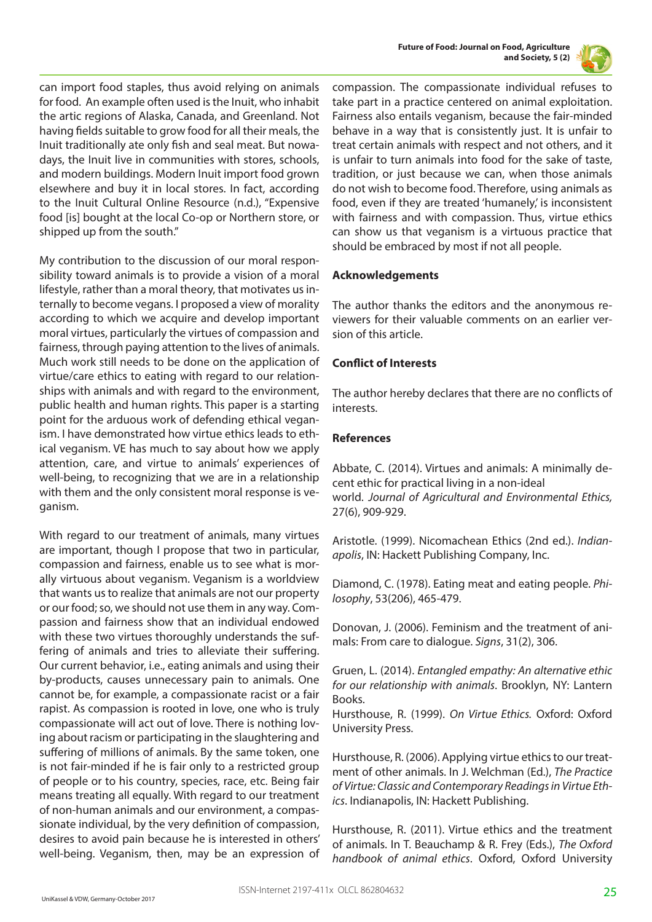can import food staples, thus avoid relying on animals for food. An example often used is the Inuit, who inhabit the artic regions of Alaska, Canada, and Greenland. Not having fields suitable to grow food for all their meals, the Inuit traditionally ate only fish and seal meat. But nowadays, the Inuit live in communities with stores, schools, and modern buildings. Modern Inuit import food grown elsewhere and buy it in local stores. In fact, according to the Inuit Cultural Online Resource (n.d.), "Expensive food [is] bought at the local Co-op or Northern store, or shipped up from the south."

My contribution to the discussion of our moral responsibility toward animals is to provide a vision of a moral lifestyle, rather than a moral theory, that motivates us internally to become vegans. I proposed a view of morality according to which we acquire and develop important moral virtues, particularly the virtues of compassion and fairness, through paying attention to the lives of animals. Much work still needs to be done on the application of virtue/care ethics to eating with regard to our relationships with animals and with regard to the environment, public health and human rights. This paper is a starting point for the arduous work of defending ethical veganism. I have demonstrated how virtue ethics leads to ethical veganism. VE has much to say about how we apply attention, care, and virtue to animals' experiences of well-being, to recognizing that we are in a relationship with them and the only consistent moral response is veganism.

With regard to our treatment of animals, many virtues are important, though I propose that two in particular, compassion and fairness, enable us to see what is morally virtuous about veganism. Veganism is a worldview that wants us to realize that animals are not our property or our food; so, we should not use them in any way. Compassion and fairness show that an individual endowed with these two virtues thoroughly understands the suffering of animals and tries to alleviate their suffering. Our current behavior, i.e., eating animals and using their by-products, causes unnecessary pain to animals. One cannot be, for example, a compassionate racist or a fair rapist. As compassion is rooted in love, one who is truly compassionate will act out of love. There is nothing loving about racism or participating in the slaughtering and suffering of millions of animals. By the same token, one is not fair-minded if he is fair only to a restricted group of people or to his country, species, race, etc. Being fair means treating all equally. With regard to our treatment of non-human animals and our environment, a compassionate individual, by the very definition of compassion, desires to avoid pain because he is interested in others' well-being. Veganism, then, may be an expression of compassion. The compassionate individual refuses to take part in a practice centered on animal exploitation. Fairness also entails veganism, because the fair-minded behave in a way that is consistently just. It is unfair to treat certain animals with respect and not others, and it is unfair to turn animals into food for the sake of taste, tradition, or just because we can, when those animals do not wish to become food. Therefore, using animals as food, even if they are treated 'humanely,' is inconsistent with fairness and with compassion. Thus, virtue ethics can show us that veganism is a virtuous practice that should be embraced by most if not all people.

## Acknowledgements

The author thanks the editors and the anonymous reviewers for their valuable comments on an earlier version of this article.

## Conflict of Interests

The author hereby declares that there are no conflicts of interests.

## References

Abbate, C. (2014). Virtues and animals: A minimally decent ethic for practical living in a non-ideal world. *Journal of Agricultural and Environmental Ethics,* 27(6), 909-929.

Aristotle. (1999). Nicomachean Ethics (2nd ed.). *Indianapolis*, IN: Hackett Publishing Company, Inc.

Diamond, C. (1978). Eating meat and eating people. *Philosophy*, 53(206), 465-479.

Donovan, J. (2006). Feminism and the treatment of animals: From care to dialogue. *Signs*, 31(2), 306.

Gruen, L. (2014). *Entangled empathy: An alternative ethic for our relationship with animals*. Brooklyn, NY: Lantern Books.

Hursthouse, R. (1999). *On Virtue Ethics.* Oxford: Oxford University Press.

Hursthouse, R. (2006). Applying virtue ethics to our treatment of other animals. In J. Welchman (Ed.), *The Practice of Virtue: Classic and Contemporary Readings in Virtue Ethics*. Indianapolis, IN: Hackett Publishing.

Hursthouse, R. (2011). Virtue ethics and the treatment of animals. In T. Beauchamp & R. Frey (Eds.), *The Oxford handbook of animal ethics*. Oxford, Oxford University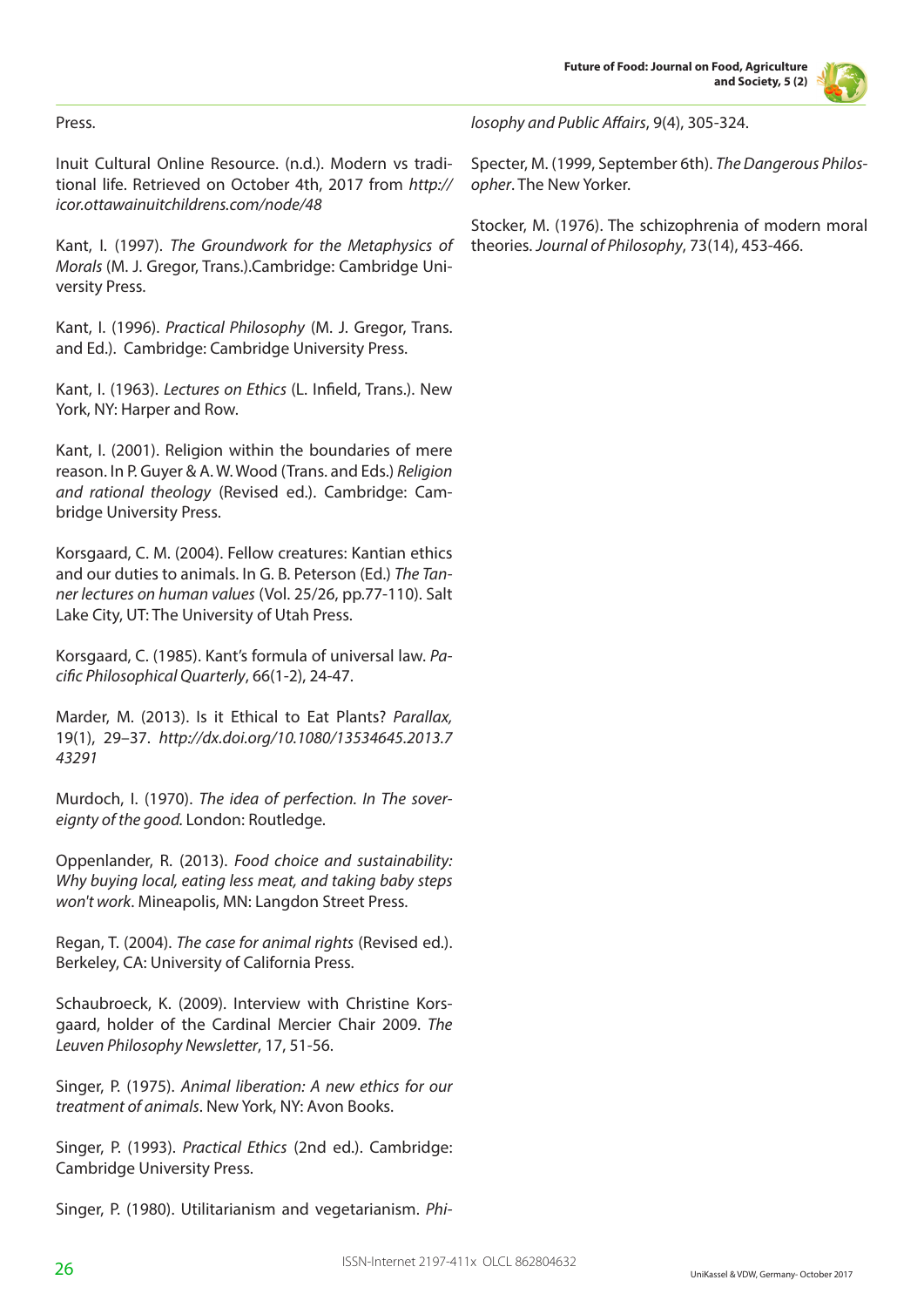Press.

Inuit Cultural Online Resource. (n.d.). Modern vs traditional life. Retrieved on October 4th, 2017 from *http://icor.ottawainuitchildrens.com/node/48*

Kant, I. (1997). *The Groundwork for the Metaphysics of Morals* (M. J. Gregor, Trans.).Cambridge: Cambridge University Press.

Kant, I. (1996). *Practical Philosophy* (M. J. Gregor, Trans. and Ed.). Cambridge: Cambridge University Press.

Kant, I. (1963). *Lectures on Ethics* (L. Infield, Trans.). New York, NY: Harper and Row.

Kant, I. (2001). Religion within the boundaries of mere reason. In P. Guyer & A. W. Wood (Trans. and Eds.) *Religion and rational theology* (Revised ed.). Cambridge: Cambridge University Press.

Korsgaard, C. M. (2004). Fellow creatures: Kantian ethics and our duties to animals. In G. B. Peterson (Ed.) *The Tanner lectures on human values* (Vol. 25/26, pp.77-110). Salt Lake City, UT: The University of Utah Press.

Korsgaard, C. (1985). Kant's formula of universal law. *Pacific Philosophical Quarterly*, 66(1-2), 24-47.

Marder, M. (2013). Is it Ethical to Eat Plants? *Parallax,* 19(1), 29–37. *http://dx.doi.org/10.1080/13534645.2013.743291*

Murdoch, I. (1970). *The idea of perfection. In The sovereignty of the good.* London: Routledge.

Oppenlander, R. (2013). *Food choice and sustainability: Why buying local, eating less meat, and taking baby steps won't work*. Mineapolis, MN: Langdon Street Press.

Regan, T. (2004). *The case for animal rights* (Revised ed.). Berkeley, CA: University of California Press.

Schaubroeck, K. (2009). Interview with Christine Korsgaard, holder of the Cardinal Mercier Chair 2009. *The Leuven Philosophy Newsletter*, 17, 51-56.

Singer, P. (1975). *Animal liberation: A new ethics for our treatment of animals*. New York, NY: Avon Books.

Singer, P. (1993). *Practical Ethics* (2nd ed.). Cambridge: Cambridge University Press.

Singer, P. (1980). Utilitarianism and vegetarianism. *Philosophy and Public Affairs*, 9(4), 305-324.

Specter, M. (1999, September 6th). *The Dangerous Philosopher*. The New Yorker.

Stocker, M. (1976). The schizophrenia of modern moral theories. *Journal of Philosophy*, 73(14), 453-466.